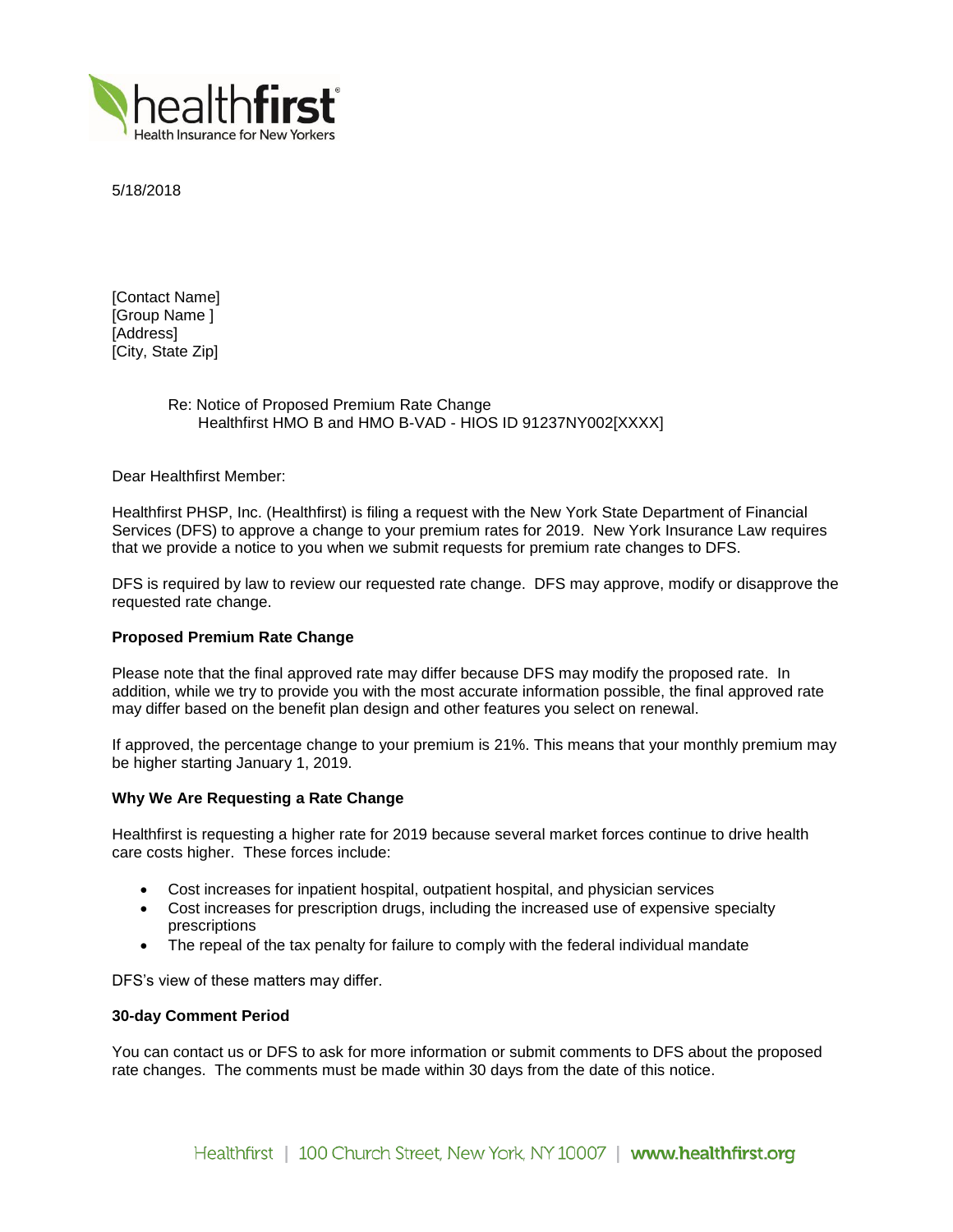5/18/2018

[Contact Name]
[Group Name ]
[Address]
[City, State Zip]

Re: Notice of Proposed Premium Rate Change
Healthfirst HMO B and HMO B-VAD - HIOS ID 91237NY002[XXXX]

Dear Healthfirst Member:

Healthfirst PHSP, Inc. (Healthfirst) is filing a request with the New York State Department of Financial Services (DFS) to approve a change to your premium rates for 2019. New York Insurance Law requires that we provide a notice to you when we submit requests for premium rate changes to DFS.

DFS is required by law to review our requested rate change. DFS may approve, modify or disapprove the requested rate change.

**Proposed Premium Rate Change**

Please note that the final approved rate may differ because DFS may modify the proposed rate. In addition, while we try to provide you with the most accurate information possible, the final approved rate may differ based on the benefit plan design and other features you select on renewal.

If approved, the percentage change to your premium is 21%. This means that your monthly premium may be higher starting January 1, 2019.

**Why We Are Requesting a Rate Change**

Healthfirst is requesting a higher rate for 2019 because several market forces continue to drive health care costs higher. These forces include:

- Cost increases for inpatient hospital, outpatient hospital, and physician services
- Cost increases for prescription drugs, including the increased use of expensive specialty prescriptions
- The repeal of the tax penalty for failure to comply with the federal individual mandate

DFS's view of these matters may differ.

**30-day Comment Period**

You can contact us or DFS to ask for more information or submit comments to DFS about the proposed rate changes. The comments must be made within 30 days from the date of this notice.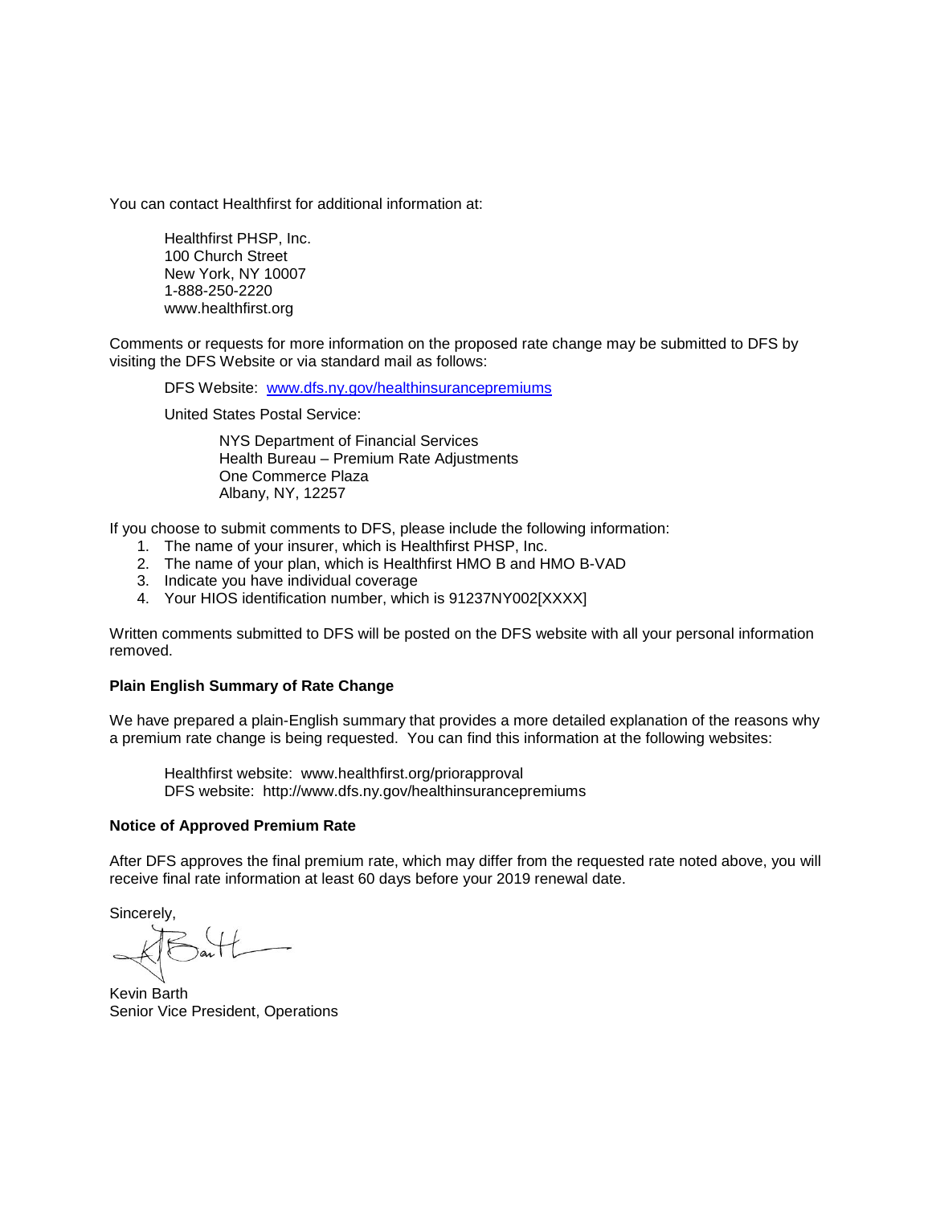You can contact Healthfirst for additional information at:

Healthfirst PHSP, Inc.
100 Church Street
New York, NY 10007
1-888-250-2220
www.healthfirst.org

Comments or requests for more information on the proposed rate change may be submitted to DFS by visiting the DFS Website or via standard mail as follows:

DFS Website: [www.dfs.ny.gov/healthinsurancepremiums](www.dfs.ny.gov/healthinsurancepremiums)

United States Postal Service:

NYS Department of Financial Services
Health Bureau – Premium Rate Adjustments
One Commerce Plaza
Albany, NY, 12257

If you choose to submit comments to DFS, please include the following information:

1. The name of your insurer, which is Healthfirst PHSP, Inc.
2. The name of your plan, which is Healthfirst HMO B and HMO B-VAD
3. Indicate you have individual coverage
4. Your HIOS identification number, which is 91237NY002[XXXX]

Written comments submitted to DFS will be posted on the DFS website with all your personal information removed.

**Plain English Summary of Rate Change**

We have prepared a plain-English summary that provides a more detailed explanation of the reasons why a premium rate change is being requested. You can find this information at the following websites:

Healthfirst website: www.healthfirst.org/priorapproval
DFS website: http://www.dfs.ny.gov/healthinsurancepremiums

**Notice of Approved Premium Rate**

After DFS approves the final premium rate, which may differ from the requested rate noted above, you will receive final rate information at least 60 days before your 2019 renewal date.

Sincerely,

Kevin Barth
Senior Vice President, Operations